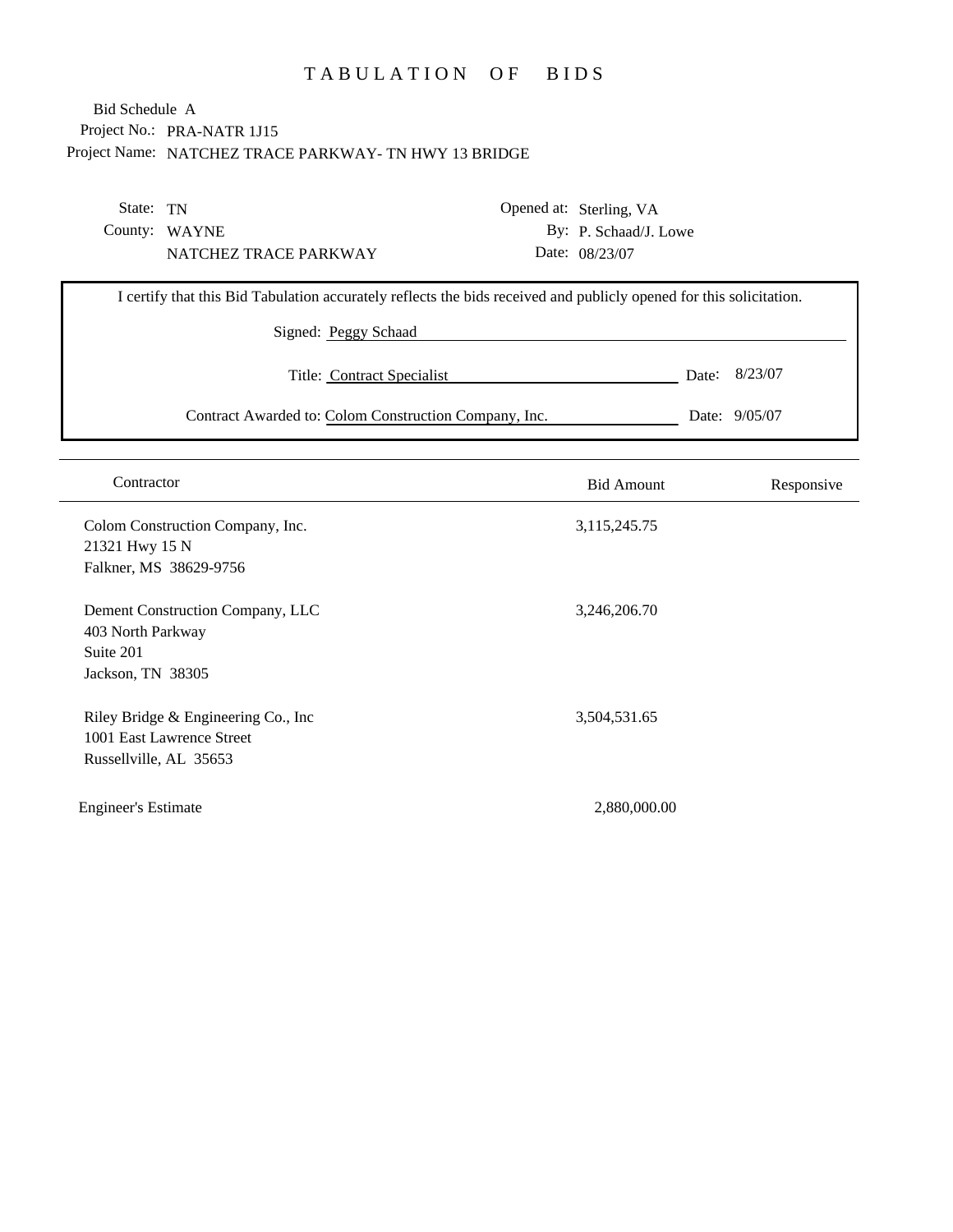# TABULATION OF BIDS

Bid Schedule A

Project No.: PRA-NATR 1J15

Project Name: NATCHEZ TRACE PARKWAY- TN HWY 13 BRIDGE

State: TN

County: WAYNE

NATCHEZ TRACE PARKWAY

Opened at: Sterling, VA

By: P. Schaad/J. Lowe

Date: 08/23/07

I certify that this Bid Tabulation accurately reflects the bids received and publicly opened for this solicitation.

Signed: Peggy Schaad

Title: Contract Specialist Date: 8/23/07

Contract Awarded to: Colom Construction Company, Inc. Date: 9/05/07

| Contractor | Bid Amount | Responsive |
|---|---|---|
| Colom Construction Company, Inc.<br>21321 Hwy 15 N<br>Falkner, MS 38629-9756 | 3,115,245.75 | |
| Dement Construction Company, LLC<br>403 North Parkway<br>Suite 201<br>Jackson, TN 38305 | 3,246,206.70 | |
| Riley Bridge & Engineering Co., Inc<br>1001 East Lawrence Street<br>Russellville, AL 35653 | 3,504,531.65 | |
| Engineer's Estimate | 2,880,000.00 | |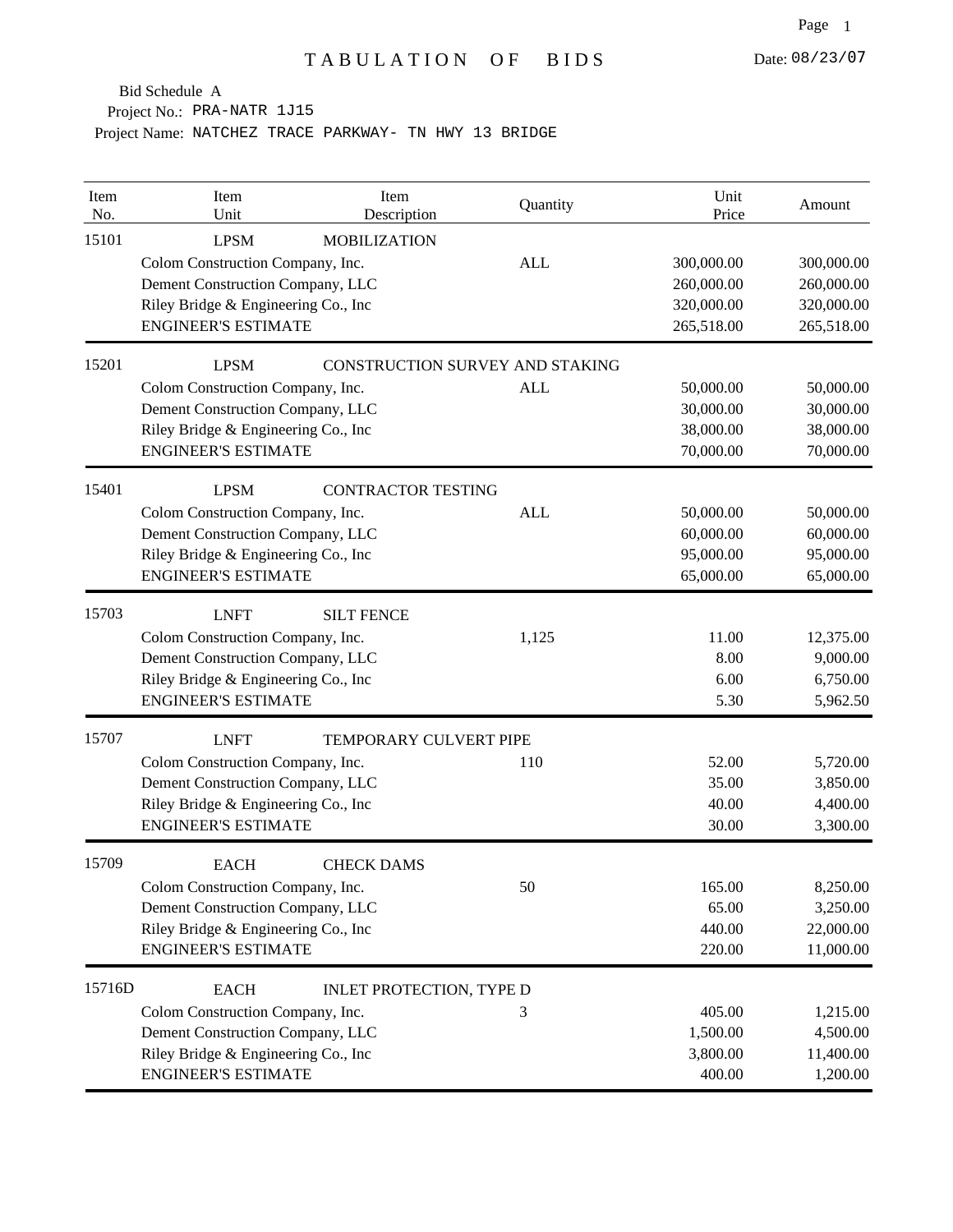# TABULATION OF BIDS

Date: 08/23/07

Bid Schedule A

Project No.: PRA-NATR 1J15

Project Name: NATCHEZ TRACE PARKWAY- TN HWY 13 BRIDGE

| Item No. | Item Unit | Item Description | Quantity | Unit Price | Amount |
|---|---|---|---|---|---|
| 15101 | LPSM | MOBILIZATION | | | |
| | Colom Construction Company, Inc. | | ALL | 300,000.00 | 300,000.00 |
| | Dement Construction Company, LLC | | | 260,000.00 | 260,000.00 |
| | Riley Bridge & Engineering Co., Inc | | | 320,000.00 | 320,000.00 |
| | ENGINEER'S ESTIMATE | | | 265,518.00 | 265,518.00 |
| 15201 | LPSM | CONSTRUCTION SURVEY AND STAKING | | | |
| | Colom Construction Company, Inc. | | ALL | 50,000.00 | 50,000.00 |
| | Dement Construction Company, LLC | | | 30,000.00 | 30,000.00 |
| | Riley Bridge & Engineering Co., Inc | | | 38,000.00 | 38,000.00 |
| | ENGINEER'S ESTIMATE | | | 70,000.00 | 70,000.00 |
| 15401 | LPSM | CONTRACTOR TESTING | | | |
| | Colom Construction Company, Inc. | | ALL | 50,000.00 | 50,000.00 |
| | Dement Construction Company, LLC | | | 60,000.00 | 60,000.00 |
| | Riley Bridge & Engineering Co., Inc | | | 95,000.00 | 95,000.00 |
| | ENGINEER'S ESTIMATE | | | 65,000.00 | 65,000.00 |
| 15703 | LNFT | SILT FENCE | | | |
| | Colom Construction Company, Inc. | | 1,125 | 11.00 | 12,375.00 |
| | Dement Construction Company, LLC | | | 8.00 | 9,000.00 |
| | Riley Bridge & Engineering Co., Inc | | | 6.00 | 6,750.00 |
| | ENGINEER'S ESTIMATE | | | 5.30 | 5,962.50 |
| 15707 | LNFT | TEMPORARY CULVERT PIPE | | | |
| | Colom Construction Company, Inc. | | 110 | 52.00 | 5,720.00 |
| | Dement Construction Company, LLC | | | 35.00 | 3,850.00 |
| | Riley Bridge & Engineering Co., Inc | | | 40.00 | 4,400.00 |
| | ENGINEER'S ESTIMATE | | | 30.00 | 3,300.00 |
| 15709 | EACH | CHECK DAMS | | | |
| | Colom Construction Company, Inc. | | 50 | 165.00 | 8,250.00 |
| | Dement Construction Company, LLC | | | 65.00 | 3,250.00 |
| | Riley Bridge & Engineering Co., Inc | | | 440.00 | 22,000.00 |
| | ENGINEER'S ESTIMATE | | | 220.00 | 11,000.00 |
| 15716D | EACH | INLET PROTECTION, TYPE D | | | |
| | Colom Construction Company, Inc. | | 3 | 405.00 | 1,215.00 |
| | Dement Construction Company, LLC | | | 1,500.00 | 4,500.00 |
| | Riley Bridge & Engineering Co., Inc | | | 3,800.00 | 11,400.00 |
| | ENGINEER'S ESTIMATE | | | 400.00 | 1,200.00 |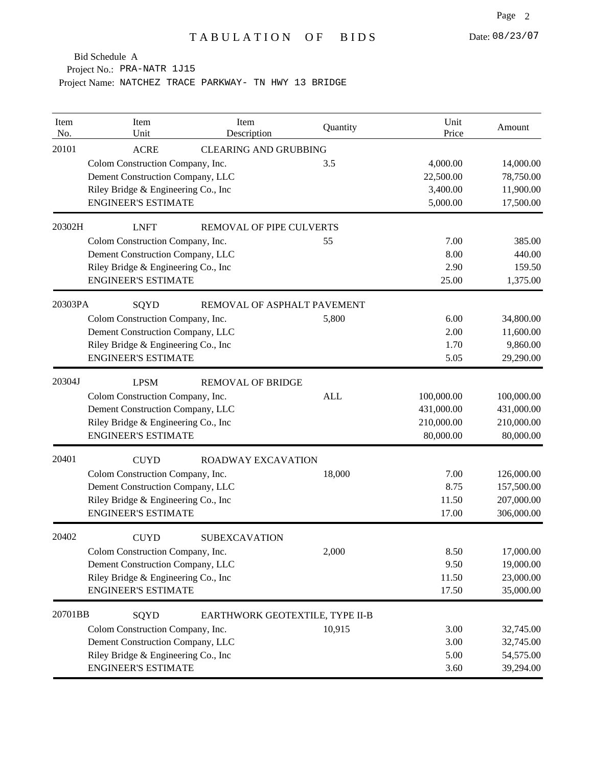# TABULATION OF BIDS

Date: 08/23/07

Bid Schedule A
Project No.: PRA-NATR 1J15
Project Name: NATCHEZ TRACE PARKWAY- TN HWY 13 BRIDGE

| Item No. | Item Unit | Item Description | Quantity | Unit Price | Amount |
|---|---|---|---|---|---|
| 20101 | ACRE | CLEARING AND GRUBBING | | | |
| | Colom Construction Company, Inc. | | 3.5 | 4,000.00 | 14,000.00 |
| | Dement Construction Company, LLC | | | 22,500.00 | 78,750.00 |
| | Riley Bridge & Engineering Co., Inc | | | 3,400.00 | 11,900.00 |
| | ENGINEER'S ESTIMATE | | | 5,000.00 | 17,500.00 |
| 20302H | LNFT | REMOVAL OF PIPE CULVERTS | | | |
| | Colom Construction Company, Inc. | | 55 | 7.00 | 385.00 |
| | Dement Construction Company, LLC | | | 8.00 | 440.00 |
| | Riley Bridge & Engineering Co., Inc | | | 2.90 | 159.50 |
| | ENGINEER'S ESTIMATE | | | 25.00 | 1,375.00 |
| 20303PA | SQYD | REMOVAL OF ASPHALT PAVEMENT | | | |
| | Colom Construction Company, Inc. | | 5,800 | 6.00 | 34,800.00 |
| | Dement Construction Company, LLC | | | 2.00 | 11,600.00 |
| | Riley Bridge & Engineering Co., Inc | | | 1.70 | 9,860.00 |
| | ENGINEER'S ESTIMATE | | | 5.05 | 29,290.00 |
| 20304J | LPSM | REMOVAL OF BRIDGE | | | |
| | Colom Construction Company, Inc. | | ALL | 100,000.00 | 100,000.00 |
| | Dement Construction Company, LLC | | | 431,000.00 | 431,000.00 |
| | Riley Bridge & Engineering Co., Inc | | | 210,000.00 | 210,000.00 |
| | ENGINEER'S ESTIMATE | | | 80,000.00 | 80,000.00 |
| 20401 | CUYD | ROADWAY EXCAVATION | | | |
| | Colom Construction Company, Inc. | | 18,000 | 7.00 | 126,000.00 |
| | Dement Construction Company, LLC | | | 8.75 | 157,500.00 |
| | Riley Bridge & Engineering Co., Inc | | | 11.50 | 207,000.00 |
| | ENGINEER'S ESTIMATE | | | 17.00 | 306,000.00 |
| 20402 | CUYD | SUBEXCAVATION | | | |
| | Colom Construction Company, Inc. | | 2,000 | 8.50 | 17,000.00 |
| | Dement Construction Company, LLC | | | 9.50 | 19,000.00 |
| | Riley Bridge & Engineering Co., Inc | | | 11.50 | 23,000.00 |
| | ENGINEER'S ESTIMATE | | | 17.50 | 35,000.00 |
| 20701BB | SQYD | EARTHWORK GEOTEXTILE, TYPE II-B | | | |
| | Colom Construction Company, Inc. | | 10,915 | 3.00 | 32,745.00 |
| | Dement Construction Company, LLC | | | 3.00 | 32,745.00 |
| | Riley Bridge & Engineering Co., Inc | | | 5.00 | 54,575.00 |
| | ENGINEER'S ESTIMATE | | | 3.60 | 39,294.00 |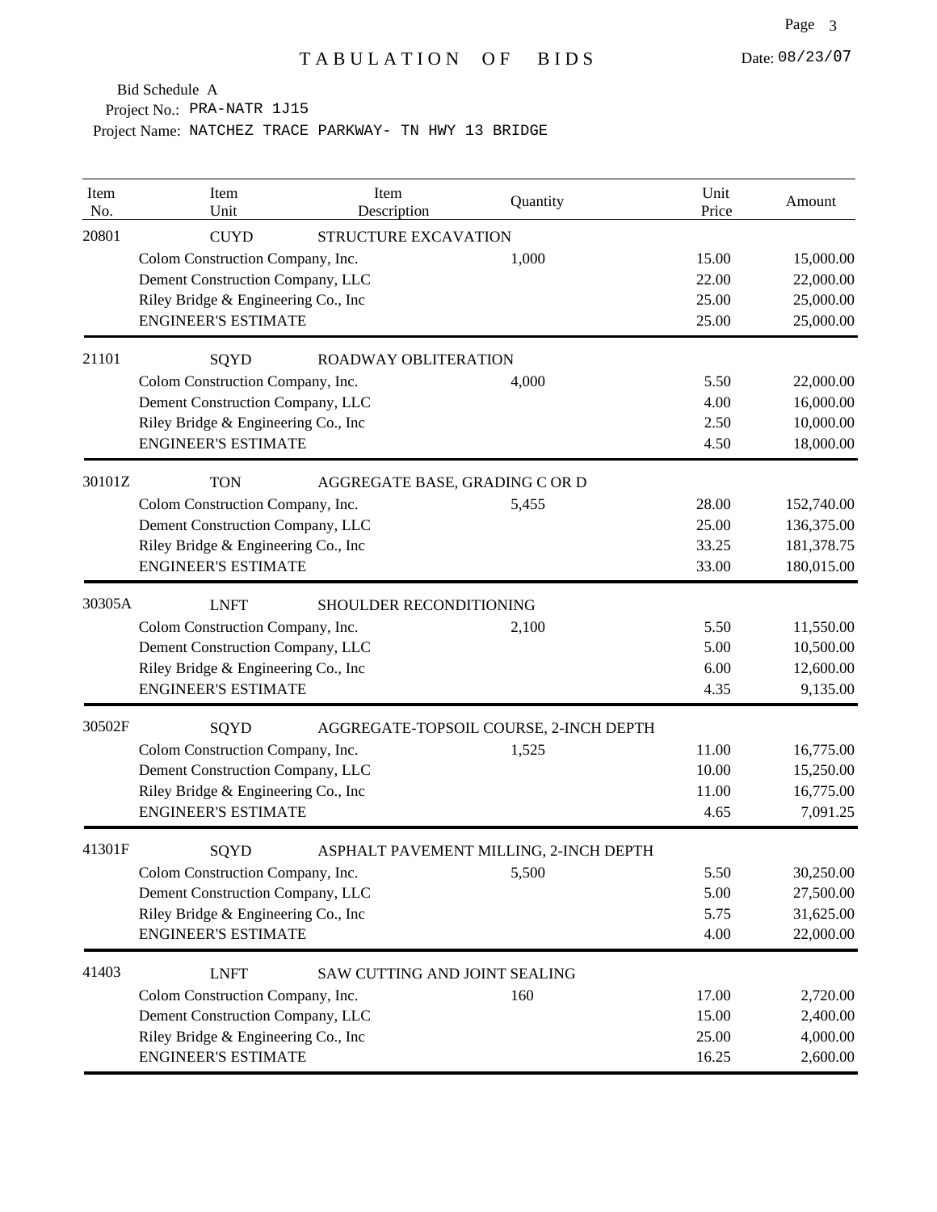# TABULATION OF BIDS

Date: 08/23/07

Bid Schedule A

Project No.: PRA-NATR 1J15

Project Name: NATCHEZ TRACE PARKWAY- TN HWY 13 BRIDGE

| Item No. | Item Unit | Item Description | Quantity | Unit Price | Amount |
|---|---|---|---|---|---|
| 20801 | CUYD | STRUCTURE EXCAVATION | | | |
| | Colom Construction Company, Inc. | | 1,000 | 15.00 | 15,000.00 |
| | Dement Construction Company, LLC | | | 22.00 | 22,000.00 |
| | Riley Bridge & Engineering Co., Inc | | | 25.00 | 25,000.00 |
| | ENGINEER'S ESTIMATE | | | 25.00 | 25,000.00 |
| 21101 | SQYD | ROADWAY OBLITERATION | | | |
| | Colom Construction Company, Inc. | | 4,000 | 5.50 | 22,000.00 |
| | Dement Construction Company, LLC | | | 4.00 | 16,000.00 |
| | Riley Bridge & Engineering Co., Inc | | | 2.50 | 10,000.00 |
| | ENGINEER'S ESTIMATE | | | 4.50 | 18,000.00 |
| 30101Z | TON | AGGREGATE BASE, GRADING C OR D | | | |
| | Colom Construction Company, Inc. | | 5,455 | 28.00 | 152,740.00 |
| | Dement Construction Company, LLC | | | 25.00 | 136,375.00 |
| | Riley Bridge & Engineering Co., Inc | | | 33.25 | 181,378.75 |
| | ENGINEER'S ESTIMATE | | | 33.00 | 180,015.00 |
| 30305A | LNFT | SHOULDER RECONDITIONING | | | |
| | Colom Construction Company, Inc. | | 2,100 | 5.50 | 11,550.00 |
| | Dement Construction Company, LLC | | | 5.00 | 10,500.00 |
| | Riley Bridge & Engineering Co., Inc | | | 6.00 | 12,600.00 |
| | ENGINEER'S ESTIMATE | | | 4.35 | 9,135.00 |
| 30502F | SQYD | AGGREGATE-TOPSOIL COURSE, 2-INCH DEPTH | | | |
| | Colom Construction Company, Inc. | | 1,525 | 11.00 | 16,775.00 |
| | Dement Construction Company, LLC | | | 10.00 | 15,250.00 |
| | Riley Bridge & Engineering Co., Inc | | | 11.00 | 16,775.00 |
| | ENGINEER'S ESTIMATE | | | 4.65 | 7,091.25 |
| 41301F | SQYD | ASPHALT PAVEMENT MILLING, 2-INCH DEPTH | | | |
| | Colom Construction Company, Inc. | | 5,500 | 5.50 | 30,250.00 |
| | Dement Construction Company, LLC | | | 5.00 | 27,500.00 |
| | Riley Bridge & Engineering Co., Inc | | | 5.75 | 31,625.00 |
| | ENGINEER'S ESTIMATE | | | 4.00 | 22,000.00 |
| 41403 | LNFT | SAW CUTTING AND JOINT SEALING | | | |
| | Colom Construction Company, Inc. | | 160 | 17.00 | 2,720.00 |
| | Dement Construction Company, LLC | | | 15.00 | 2,400.00 |
| | Riley Bridge & Engineering Co., Inc | | | 25.00 | 4,000.00 |
| | ENGINEER'S ESTIMATE | | | 16.25 | 2,600.00 |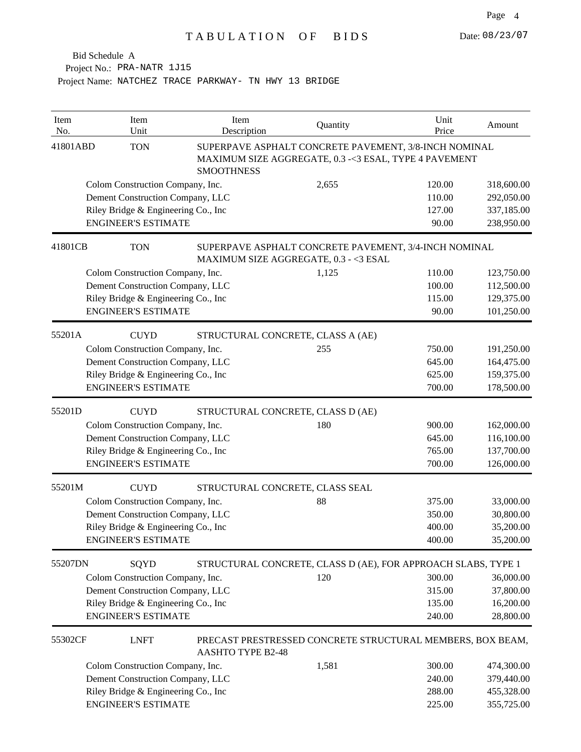# TABULATION OF BIDS

Date: 08/23/07

Bid Schedule A

Project No.: PRA-NATR 1J15

Project Name: NATCHEZ TRACE PARKWAY- TN HWY 13 BRIDGE

| Item No. | Item Unit | Item Description | Quantity | Unit Price | Amount |
|---|---|---|---|---|---|
| 41801ABD | TON | SUPERPAVE ASPHALT CONCRETE PAVEMENT, 3/8-INCH NOMINAL MAXIMUM SIZE AGGREGATE, 0.3 -<3 ESAL, TYPE 4 PAVEMENT SMOOTHNESS | | | |
| | Colom Construction Company, Inc. | | 2,655 | 120.00 | 318,600.00 |
| | Dement Construction Company, LLC | | | 110.00 | 292,050.00 |
| | Riley Bridge & Engineering Co., Inc | | | 127.00 | 337,185.00 |
| | ENGINEER'S ESTIMATE | | | 90.00 | 238,950.00 |
| 41801CB | TON | SUPERPAVE ASPHALT CONCRETE PAVEMENT, 3/4-INCH NOMINAL MAXIMUM SIZE AGGREGATE, 0.3 - <3 ESAL | | | |
| | Colom Construction Company, Inc. | | 1,125 | 110.00 | 123,750.00 |
| | Dement Construction Company, LLC | | | 100.00 | 112,500.00 |
| | Riley Bridge & Engineering Co., Inc | | | 115.00 | 129,375.00 |
| | ENGINEER'S ESTIMATE | | | 90.00 | 101,250.00 |
| 55201A | CUYD | STRUCTURAL CONCRETE, CLASS A (AE) | | | |
| | Colom Construction Company, Inc. | | 255 | 750.00 | 191,250.00 |
| | Dement Construction Company, LLC | | | 645.00 | 164,475.00 |
| | Riley Bridge & Engineering Co., Inc | | | 625.00 | 159,375.00 |
| | ENGINEER'S ESTIMATE | | | 700.00 | 178,500.00 |
| 55201D | CUYD | STRUCTURAL CONCRETE, CLASS D (AE) | | | |
| | Colom Construction Company, Inc. | | 180 | 900.00 | 162,000.00 |
| | Dement Construction Company, LLC | | | 645.00 | 116,100.00 |
| | Riley Bridge & Engineering Co., Inc | | | 765.00 | 137,700.00 |
| | ENGINEER'S ESTIMATE | | | 700.00 | 126,000.00 |
| 55201M | CUYD | STRUCTURAL CONCRETE, CLASS SEAL | | | |
| | Colom Construction Company, Inc. | | 88 | 375.00 | 33,000.00 |
| | Dement Construction Company, LLC | | | 350.00 | 30,800.00 |
| | Riley Bridge & Engineering Co., Inc | | | 400.00 | 35,200.00 |
| | ENGINEER'S ESTIMATE | | | 400.00 | 35,200.00 |
| 55207DN | SQYD | STRUCTURAL CONCRETE, CLASS D (AE), FOR APPROACH SLABS, TYPE 1 | | | |
| | Colom Construction Company, Inc. | | 120 | 300.00 | 36,000.00 |
| | Dement Construction Company, LLC | | | 315.00 | 37,800.00 |
| | Riley Bridge & Engineering Co., Inc | | | 135.00 | 16,200.00 |
| | ENGINEER'S ESTIMATE | | | 240.00 | 28,800.00 |
| 55302CF | LNFT | PRECAST PRESTRESSED CONCRETE STRUCTURAL MEMBERS, BOX BEAM, AASHTO TYPE B2-48 | | | |
| | Colom Construction Company, Inc. | | 1,581 | 300.00 | 474,300.00 |
| | Dement Construction Company, LLC | | | 240.00 | 379,440.00 |
| | Riley Bridge & Engineering Co., Inc | | | 288.00 | 455,328.00 |
| | ENGINEER'S ESTIMATE | | | 225.00 | 355,725.00 |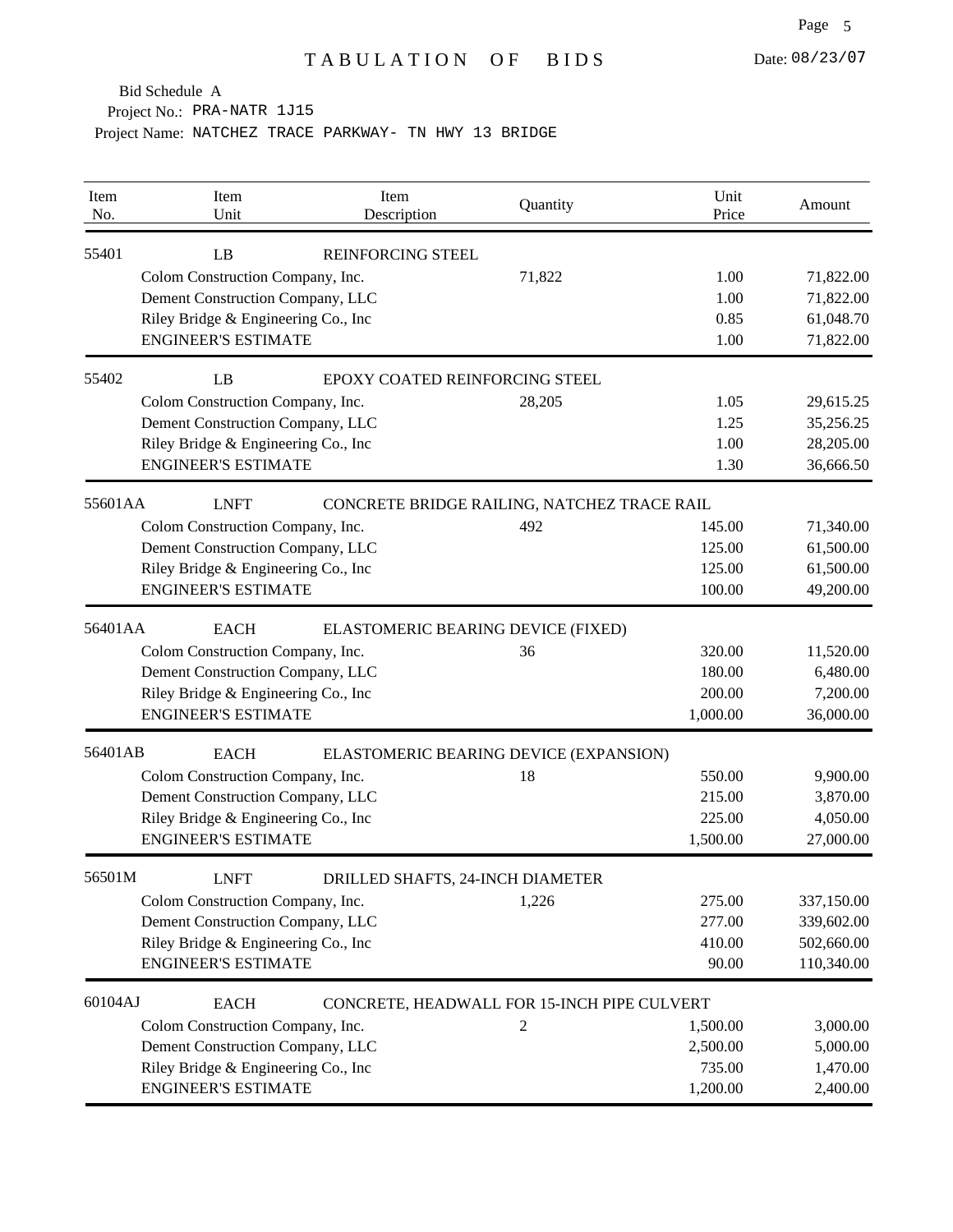# TABULATION OF BIDS

Date: 08/23/07

Bid Schedule A

Project No.: PRA-NATR 1J15

Project Name: NATCHEZ TRACE PARKWAY- TN HWY 13 BRIDGE

| Item No. | Item Unit | Item Description | Quantity | Unit Price | Amount |
|---|---|---|---|---|---|
| 55401 | LB | REINFORCING STEEL | | | |
| | Colom Construction Company, Inc. | | 71,822 | 1.00 | 71,822.00 |
| | Dement Construction Company, LLC | | | 1.00 | 71,822.00 |
| | Riley Bridge & Engineering Co., Inc | | | 0.85 | 61,048.70 |
| | ENGINEER'S ESTIMATE | | | 1.00 | 71,822.00 |
| 55402 | LB | EPOXY COATED REINFORCING STEEL | | | |
| | Colom Construction Company, Inc. | | 28,205 | 1.05 | 29,615.25 |
| | Dement Construction Company, LLC | | | 1.25 | 35,256.25 |
| | Riley Bridge & Engineering Co., Inc | | | 1.00 | 28,205.00 |
| | ENGINEER'S ESTIMATE | | | 1.30 | 36,666.50 |
| 55601AA | LNFT | CONCRETE BRIDGE RAILING, NATCHEZ TRACE RAIL | | | |
| | Colom Construction Company, Inc. | | 492 | 145.00 | 71,340.00 |
| | Dement Construction Company, LLC | | | 125.00 | 61,500.00 |
| | Riley Bridge & Engineering Co., Inc | | | 125.00 | 61,500.00 |
| | ENGINEER'S ESTIMATE | | | 100.00 | 49,200.00 |
| 56401AA | EACH | ELASTOMERIC BEARING DEVICE (FIXED) | | | |
| | Colom Construction Company, Inc. | | 36 | 320.00 | 11,520.00 |
| | Dement Construction Company, LLC | | | 180.00 | 6,480.00 |
| | Riley Bridge & Engineering Co., Inc | | | 200.00 | 7,200.00 |
| | ENGINEER'S ESTIMATE | | | 1,000.00 | 36,000.00 |
| 56401AB | EACH | ELASTOMERIC BEARING DEVICE (EXPANSION) | | | |
| | Colom Construction Company, Inc. | | 18 | 550.00 | 9,900.00 |
| | Dement Construction Company, LLC | | | 215.00 | 3,870.00 |
| | Riley Bridge & Engineering Co., Inc | | | 225.00 | 4,050.00 |
| | ENGINEER'S ESTIMATE | | | 1,500.00 | 27,000.00 |
| 56501M | LNFT | DRILLED SHAFTS, 24-INCH DIAMETER | | | |
| | Colom Construction Company, Inc. | | 1,226 | 275.00 | 337,150.00 |
| | Dement Construction Company, LLC | | | 277.00 | 339,602.00 |
| | Riley Bridge & Engineering Co., Inc | | | 410.00 | 502,660.00 |
| | ENGINEER'S ESTIMATE | | | 90.00 | 110,340.00 |
| 60104AJ | EACH | CONCRETE, HEADWALL FOR 15-INCH PIPE CULVERT | | | |
| | Colom Construction Company, Inc. | | 2 | 1,500.00 | 3,000.00 |
| | Dement Construction Company, LLC | | | 2,500.00 | 5,000.00 |
| | Riley Bridge & Engineering Co., Inc | | | 735.00 | 1,470.00 |
| | ENGINEER'S ESTIMATE | | | 1,200.00 | 2,400.00 |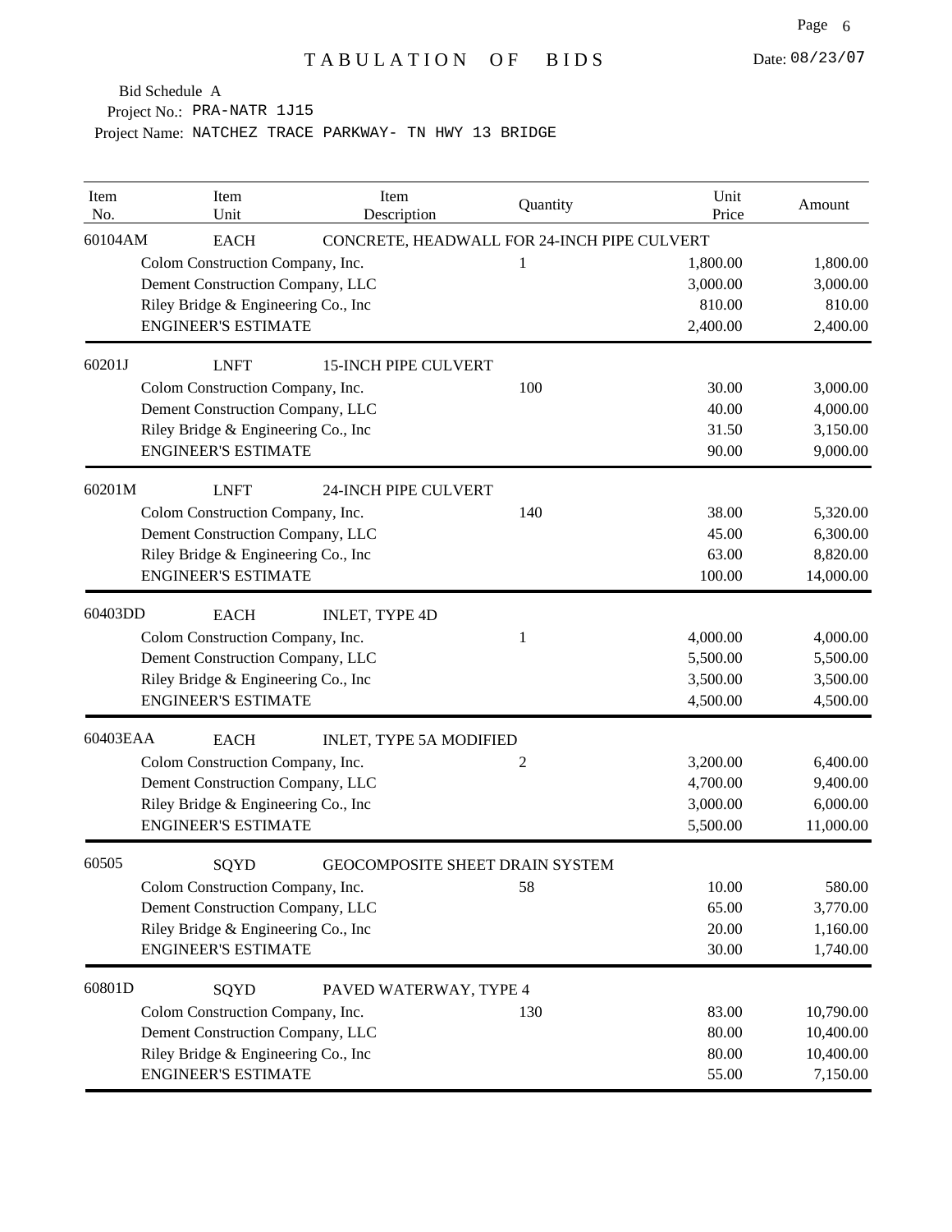# TABULATION OF BIDS

Date: 08/23/07

Bid Schedule A
Project No.: PRA-NATR 1J15
Project Name: NATCHEZ TRACE PARKWAY- TN HWY 13 BRIDGE

| Item No. | Item Unit | Item Description | Quantity | Unit Price | Amount |
|---|---|---|---|---|---|
| 60104AM | EACH | CONCRETE, HEADWALL FOR 24-INCH PIPE CULVERT | | | |
| | Colom Construction Company, Inc. | | 1 | 1,800.00 | 1,800.00 |
| | Dement Construction Company, LLC | | | 3,000.00 | 3,000.00 |
| | Riley Bridge & Engineering Co., Inc | | | 810.00 | 810.00 |
| | ENGINEER'S ESTIMATE | | | 2,400.00 | 2,400.00 |
| 60201J | LNFT | 15-INCH PIPE CULVERT | | | |
| | Colom Construction Company, Inc. | | 100 | 30.00 | 3,000.00 |
| | Dement Construction Company, LLC | | | 40.00 | 4,000.00 |
| | Riley Bridge & Engineering Co., Inc | | | 31.50 | 3,150.00 |
| | ENGINEER'S ESTIMATE | | | 90.00 | 9,000.00 |
| 60201M | LNFT | 24-INCH PIPE CULVERT | | | |
| | Colom Construction Company, Inc. | | 140 | 38.00 | 5,320.00 |
| | Dement Construction Company, LLC | | | 45.00 | 6,300.00 |
| | Riley Bridge & Engineering Co., Inc | | | 63.00 | 8,820.00 |
| | ENGINEER'S ESTIMATE | | | 100.00 | 14,000.00 |
| 60403DD | EACH | INLET, TYPE 4D | | | |
| | Colom Construction Company, Inc. | | 1 | 4,000.00 | 4,000.00 |
| | Dement Construction Company, LLC | | | 5,500.00 | 5,500.00 |
| | Riley Bridge & Engineering Co., Inc | | | 3,500.00 | 3,500.00 |
| | ENGINEER'S ESTIMATE | | | 4,500.00 | 4,500.00 |
| 60403EAA | EACH | INLET, TYPE 5A MODIFIED | | | |
| | Colom Construction Company, Inc. | | 2 | 3,200.00 | 6,400.00 |
| | Dement Construction Company, LLC | | | 4,700.00 | 9,400.00 |
| | Riley Bridge & Engineering Co., Inc | | | 3,000.00 | 6,000.00 |
| | ENGINEER'S ESTIMATE | | | 5,500.00 | 11,000.00 |
| 60505 | SQYD | GEOCOMPOSITE SHEET DRAIN SYSTEM | | | |
| | Colom Construction Company, Inc. | | 58 | 10.00 | 580.00 |
| | Dement Construction Company, LLC | | | 65.00 | 3,770.00 |
| | Riley Bridge & Engineering Co., Inc | | | 20.00 | 1,160.00 |
| | ENGINEER'S ESTIMATE | | | 30.00 | 1,740.00 |
| 60801D | SQYD | PAVED WATERWAY, TYPE 4 | | | |
| | Colom Construction Company, Inc. | | 130 | 83.00 | 10,790.00 |
| | Dement Construction Company, LLC | | | 80.00 | 10,400.00 |
| | Riley Bridge & Engineering Co., Inc | | | 80.00 | 10,400.00 |
| | ENGINEER'S ESTIMATE | | | 55.00 | 7,150.00 |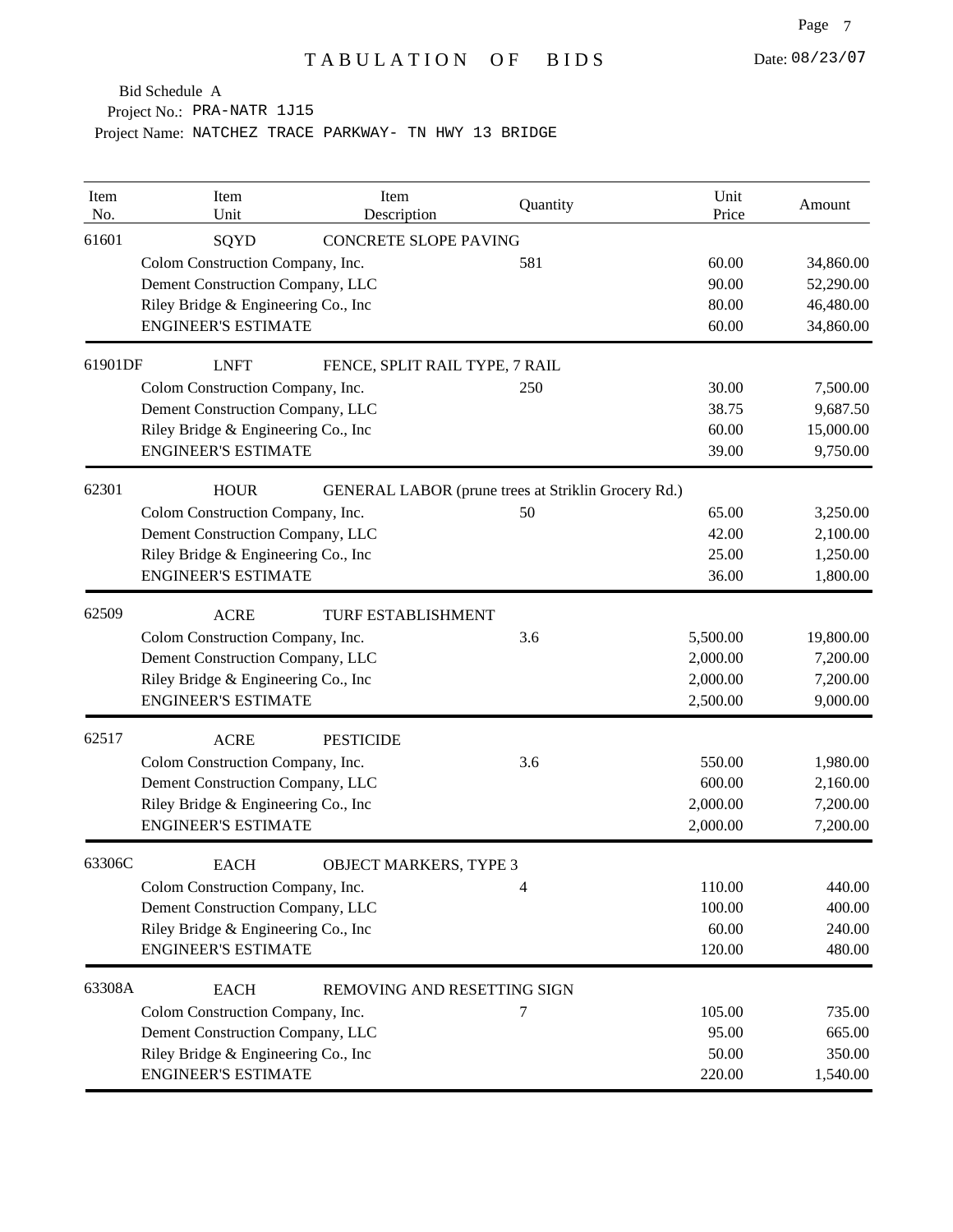# TABULATION OF BIDS

Date: 08/23/07

Bid Schedule A

Project No.: PRA-NATR 1J15

Project Name: NATCHEZ TRACE PARKWAY- TN HWY 13 BRIDGE

| Item No. | Item Unit | Item Description | Quantity | Unit Price | Amount |
|---|---|---|---|---|---|
| 61601 | SQYD | CONCRETE SLOPE PAVING | | | |
| | Colom Construction Company, Inc. | | 581 | 60.00 | 34,860.00 |
| | Dement Construction Company, LLC | | | 90.00 | 52,290.00 |
| | Riley Bridge & Engineering Co., Inc | | | 80.00 | 46,480.00 |
| | ENGINEER'S ESTIMATE | | | 60.00 | 34,860.00 |
| 61901DF | LNFT | FENCE, SPLIT RAIL TYPE, 7 RAIL | | | |
| | Colom Construction Company, Inc. | | 250 | 30.00 | 7,500.00 |
| | Dement Construction Company, LLC | | | 38.75 | 9,687.50 |
| | Riley Bridge & Engineering Co., Inc | | | 60.00 | 15,000.00 |
| | ENGINEER'S ESTIMATE | | | 39.00 | 9,750.00 |
| 62301 | HOUR | GENERAL LABOR (prune trees at Striklin Grocery Rd.) | | | |
| | Colom Construction Company, Inc. | | 50 | 65.00 | 3,250.00 |
| | Dement Construction Company, LLC | | | 42.00 | 2,100.00 |
| | Riley Bridge & Engineering Co., Inc | | | 25.00 | 1,250.00 |
| | ENGINEER'S ESTIMATE | | | 36.00 | 1,800.00 |
| 62509 | ACRE | TURF ESTABLISHMENT | | | |
| | Colom Construction Company, Inc. | | 3.6 | 5,500.00 | 19,800.00 |
| | Dement Construction Company, LLC | | | 2,000.00 | 7,200.00 |
| | Riley Bridge & Engineering Co., Inc | | | 2,000.00 | 7,200.00 |
| | ENGINEER'S ESTIMATE | | | 2,500.00 | 9,000.00 |
| 62517 | ACRE | PESTICIDE | | | |
| | Colom Construction Company, Inc. | | 3.6 | 550.00 | 1,980.00 |
| | Dement Construction Company, LLC | | | 600.00 | 2,160.00 |
| | Riley Bridge & Engineering Co., Inc | | | 2,000.00 | 7,200.00 |
| | ENGINEER'S ESTIMATE | | | 2,000.00 | 7,200.00 |
| 63306C | EACH | OBJECT MARKERS, TYPE 3 | | | |
| | Colom Construction Company, Inc. | | 4 | 110.00 | 440.00 |
| | Dement Construction Company, LLC | | | 100.00 | 400.00 |
| | Riley Bridge & Engineering Co., Inc | | | 60.00 | 240.00 |
| | ENGINEER'S ESTIMATE | | | 120.00 | 480.00 |
| 63308A | EACH | REMOVING AND RESETTING SIGN | | | |
| | Colom Construction Company, Inc. | | 7 | 105.00 | 735.00 |
| | Dement Construction Company, LLC | | | 95.00 | 665.00 |
| | Riley Bridge & Engineering Co., Inc | | | 50.00 | 350.00 |
| | ENGINEER'S ESTIMATE | | | 220.00 | 1,540.00 |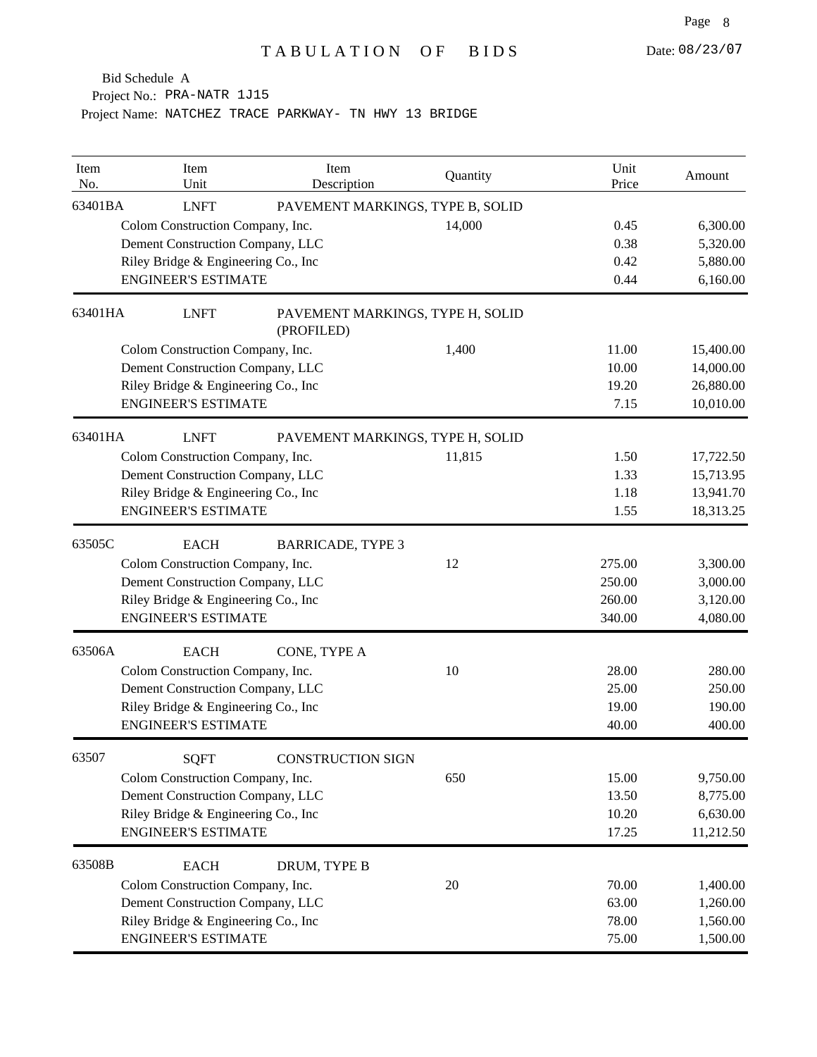# TABULATION OF BIDS

Date: 08/23/07

Bid Schedule A
Project No.: PRA-NATR 1J15
Project Name: NATCHEZ TRACE PARKWAY- TN HWY 13 BRIDGE

| Item No. | Item Unit | Item Description | Quantity | Unit Price | Amount |
|---|---|---|---|---|---|
| 63401BA | LNFT | PAVEMENT MARKINGS, TYPE B, SOLID | | | |
| | Colom Construction Company, Inc. | | 14,000 | 0.45 | 6,300.00 |
| | Dement Construction Company, LLC | | | 0.38 | 5,320.00 |
| | Riley Bridge & Engineering Co., Inc | | | 0.42 | 5,880.00 |
| | ENGINEER'S ESTIMATE | | | 0.44 | 6,160.00 |
| 63401HA | LNFT | PAVEMENT MARKINGS, TYPE H, SOLID (PROFILED) | | | |
| | Colom Construction Company, Inc. | | 1,400 | 11.00 | 15,400.00 |
| | Dement Construction Company, LLC | | | 10.00 | 14,000.00 |
| | Riley Bridge & Engineering Co., Inc | | | 19.20 | 26,880.00 |
| | ENGINEER'S ESTIMATE | | | 7.15 | 10,010.00 |
| 63401HA | LNFT | PAVEMENT MARKINGS, TYPE H, SOLID | | | |
| | Colom Construction Company, Inc. | | 11,815 | 1.50 | 17,722.50 |
| | Dement Construction Company, LLC | | | 1.33 | 15,713.95 |
| | Riley Bridge & Engineering Co., Inc | | | 1.18 | 13,941.70 |
| | ENGINEER'S ESTIMATE | | | 1.55 | 18,313.25 |
| 63505C | EACH | BARRICADE, TYPE 3 | | | |
| | Colom Construction Company, Inc. | | 12 | 275.00 | 3,300.00 |
| | Dement Construction Company, LLC | | | 250.00 | 3,000.00 |
| | Riley Bridge & Engineering Co., Inc | | | 260.00 | 3,120.00 |
| | ENGINEER'S ESTIMATE | | | 340.00 | 4,080.00 |
| 63506A | EACH | CONE, TYPE A | | | |
| | Colom Construction Company, Inc. | | 10 | 28.00 | 280.00 |
| | Dement Construction Company, LLC | | | 25.00 | 250.00 |
| | Riley Bridge & Engineering Co., Inc | | | 19.00 | 190.00 |
| | ENGINEER'S ESTIMATE | | | 40.00 | 400.00 |
| 63507 | SQFT | CONSTRUCTION SIGN | | | |
| | Colom Construction Company, Inc. | | 650 | 15.00 | 9,750.00 |
| | Dement Construction Company, LLC | | | 13.50 | 8,775.00 |
| | Riley Bridge & Engineering Co., Inc | | | 10.20 | 6,630.00 |
| | ENGINEER'S ESTIMATE | | | 17.25 | 11,212.50 |
| 63508B | EACH | DRUM, TYPE B | | | |
| | Colom Construction Company, Inc. | | 20 | 70.00 | 1,400.00 |
| | Dement Construction Company, LLC | | | 63.00 | 1,260.00 |
| | Riley Bridge & Engineering Co., Inc | | | 78.00 | 1,560.00 |
| | ENGINEER'S ESTIMATE | | | 75.00 | 1,500.00 |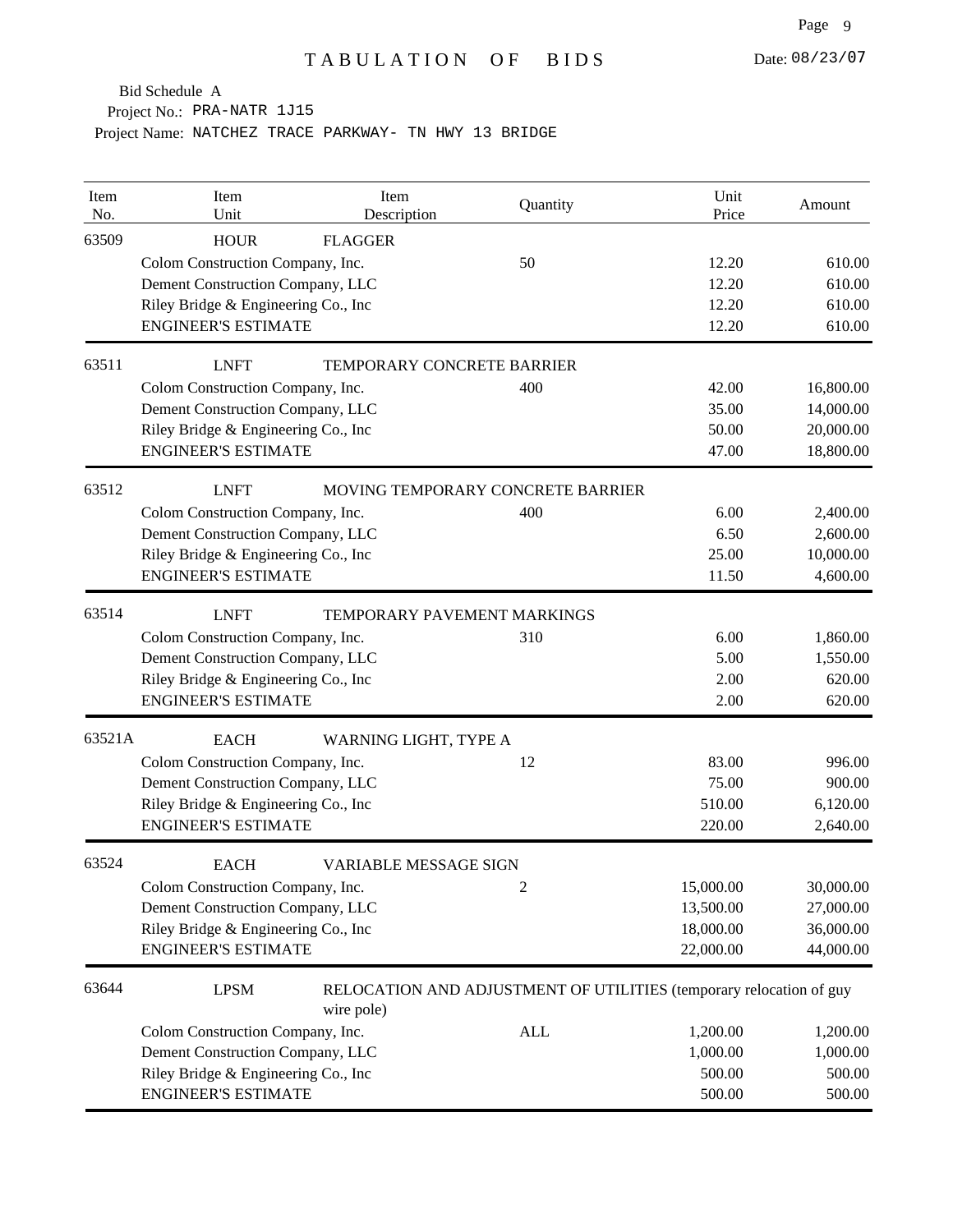# TABULATION OF BIDS

Date: 08/23/07

Bid Schedule A
Project No.: PRA-NATR 1J15
Project Name: NATCHEZ TRACE PARKWAY- TN HWY 13 BRIDGE

| Item No. | Item Unit | Item Description | Quantity | Unit Price | Amount |
|---|---|---|---|---|---|
| 63509 | HOUR | FLAGGER | | | |
| | Colom Construction Company, Inc. | | 50 | 12.20 | 610.00 |
| | Dement Construction Company, LLC | | | 12.20 | 610.00 |
| | Riley Bridge & Engineering Co., Inc | | | 12.20 | 610.00 |
| | ENGINEER'S ESTIMATE | | | 12.20 | 610.00 |
| 63511 | LNFT | TEMPORARY CONCRETE BARRIER | | | |
| | Colom Construction Company, Inc. | | 400 | 42.00 | 16,800.00 |
| | Dement Construction Company, LLC | | | 35.00 | 14,000.00 |
| | Riley Bridge & Engineering Co., Inc | | | 50.00 | 20,000.00 |
| | ENGINEER'S ESTIMATE | | | 47.00 | 18,800.00 |
| 63512 | LNFT | MOVING TEMPORARY CONCRETE BARRIER | | | |
| | Colom Construction Company, Inc. | | 400 | 6.00 | 2,400.00 |
| | Dement Construction Company, LLC | | | 6.50 | 2,600.00 |
| | Riley Bridge & Engineering Co., Inc | | | 25.00 | 10,000.00 |
| | ENGINEER'S ESTIMATE | | | 11.50 | 4,600.00 |
| 63514 | LNFT | TEMPORARY PAVEMENT MARKINGS | | | |
| | Colom Construction Company, Inc. | | 310 | 6.00 | 1,860.00 |
| | Dement Construction Company, LLC | | | 5.00 | 1,550.00 |
| | Riley Bridge & Engineering Co., Inc | | | 2.00 | 620.00 |
| | ENGINEER'S ESTIMATE | | | 2.00 | 620.00 |
| 63521A | EACH | WARNING LIGHT, TYPE A | | | |
| | Colom Construction Company, Inc. | | 12 | 83.00 | 996.00 |
| | Dement Construction Company, LLC | | | 75.00 | 900.00 |
| | Riley Bridge & Engineering Co., Inc | | | 510.00 | 6,120.00 |
| | ENGINEER'S ESTIMATE | | | 220.00 | 2,640.00 |
| 63524 | EACH | VARIABLE MESSAGE SIGN | | | |
| | Colom Construction Company, Inc. | | 2 | 15,000.00 | 30,000.00 |
| | Dement Construction Company, LLC | | | 13,500.00 | 27,000.00 |
| | Riley Bridge & Engineering Co., Inc | | | 18,000.00 | 36,000.00 |
| | ENGINEER'S ESTIMATE | | | 22,000.00 | 44,000.00 |
| 63644 | LPSM | RELOCATION AND ADJUSTMENT OF UTILITIES (temporary relocation of guy wire pole) | | | |
| | Colom Construction Company, Inc. | | ALL | 1,200.00 | 1,200.00 |
| | Dement Construction Company, LLC | | | 1,000.00 | 1,000.00 |
| | Riley Bridge & Engineering Co., Inc | | | 500.00 | 500.00 |
| | ENGINEER'S ESTIMATE | | | 500.00 | 500.00 |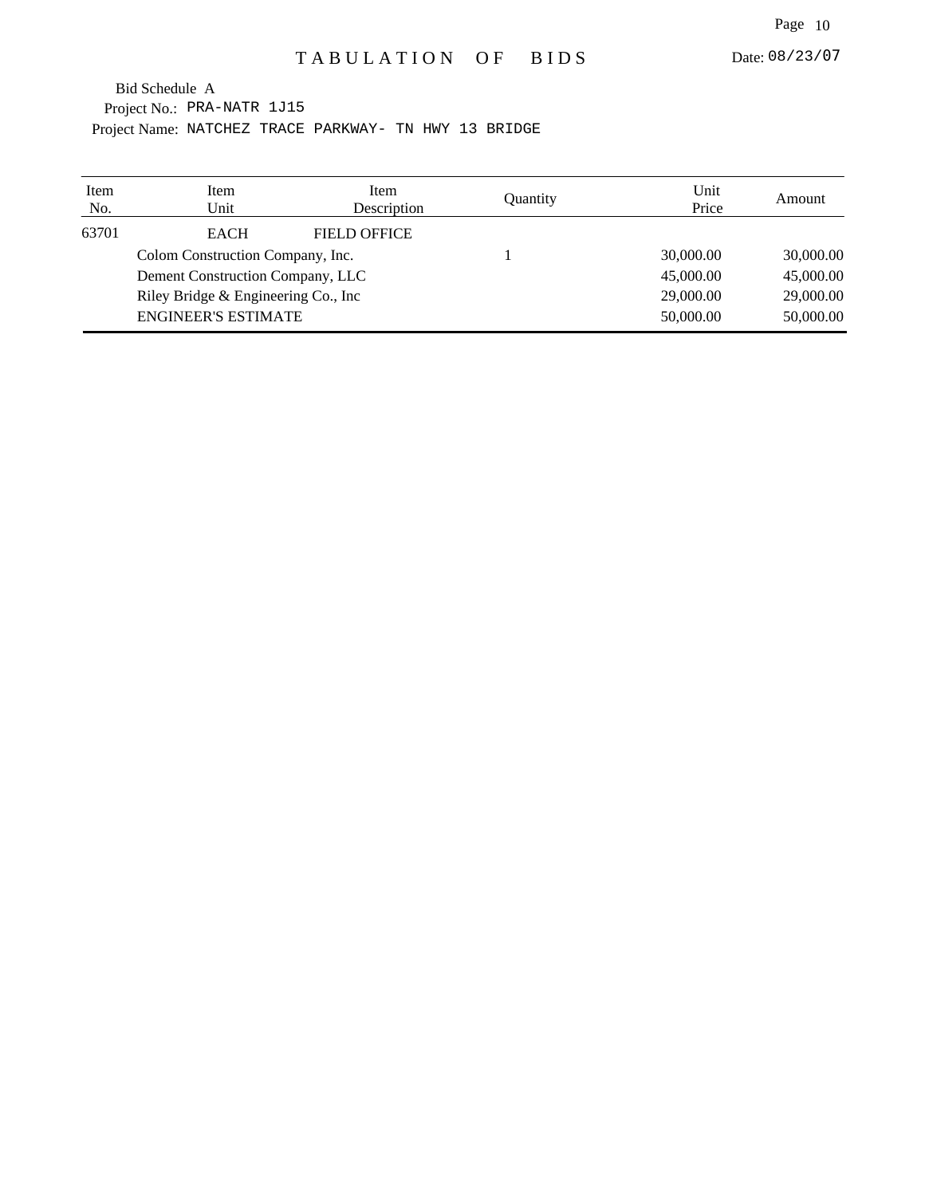# TABULATION OF BIDS

Date: 08/23/07

Bid Schedule A

Project No.: PRA-NATR 1J15

Project Name: NATCHEZ TRACE PARKWAY- TN HWY 13 BRIDGE

| Item No. | Item Unit | Item Description | Quantity | Unit Price | Amount |
|---|---|---|---|---|---|
| 63701 | EACH | FIELD OFFICE | | | |
| | Colom Construction Company, Inc. | | 1 | 30,000.00 | 30,000.00 |
| | Dement Construction Company, LLC | | | 45,000.00 | 45,000.00 |
| | Riley Bridge & Engineering Co., Inc | | | 29,000.00 | 29,000.00 |
| | ENGINEER'S ESTIMATE | | | 50,000.00 | 50,000.00 |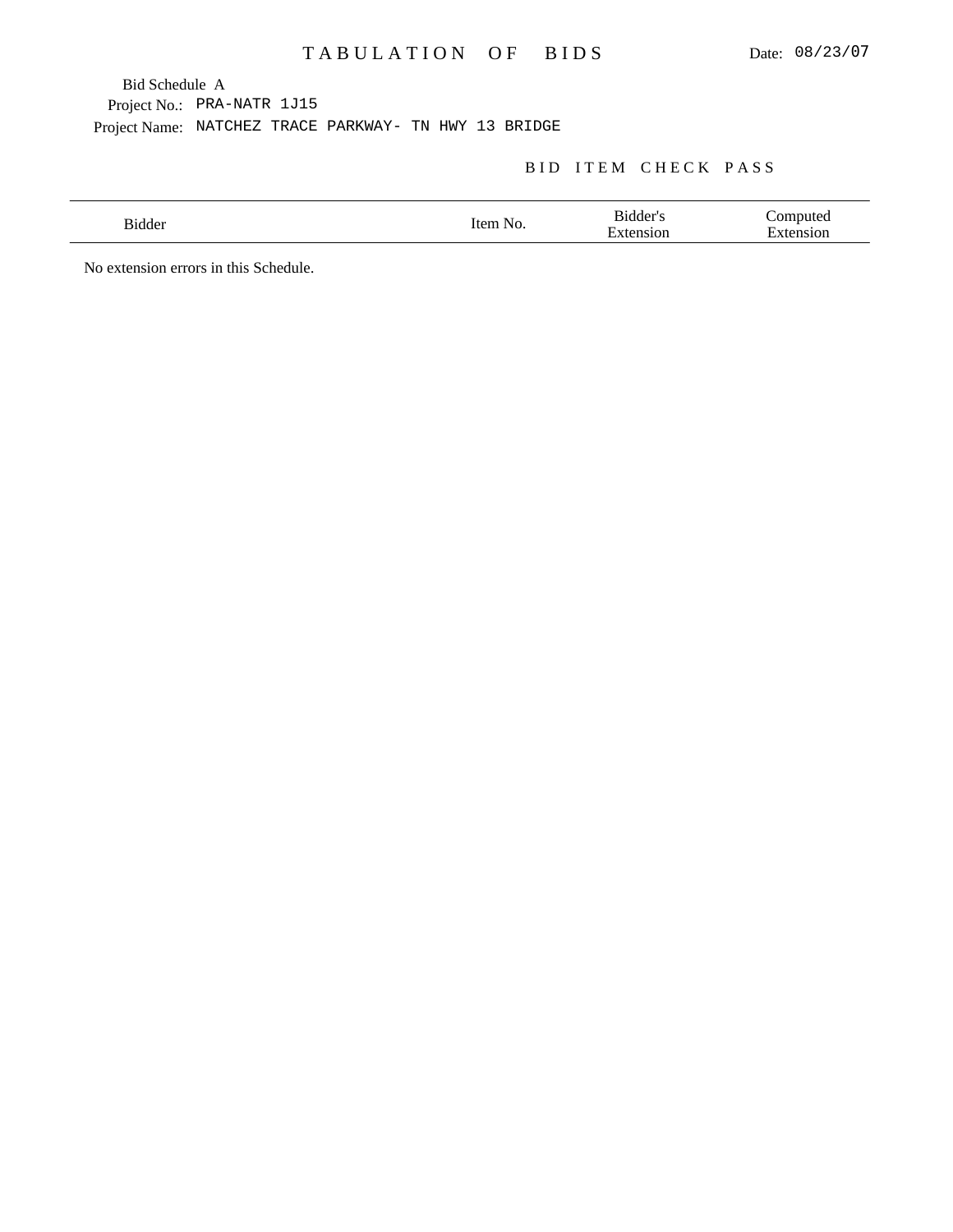# TABULATION OF BIDS

Date: 08/23/07

Bid Schedule A

Project No.: PRA-NATR 1J15

Project Name: NATCHEZ TRACE PARKWAY- TN HWY 13 BRIDGE

## BID ITEM CHECK PASS

| Bidder | Item No. | Bidder's Extension | Computed Extension |
|---|---|---|---|

No extension errors in this Schedule.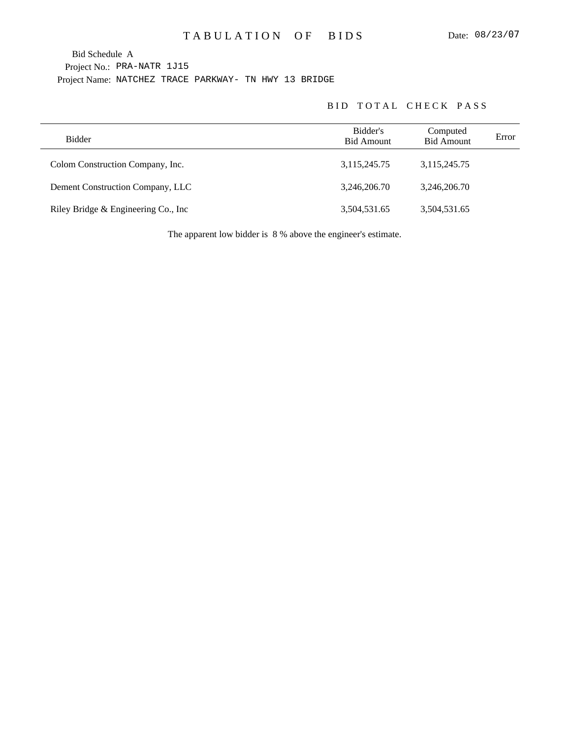# TABULATION OF BIDS

Date: 08/23/07

Bid Schedule A

Project No.: PRA-NATR 1J15

Project Name: NATCHEZ TRACE PARKWAY- TN HWY 13 BRIDGE

## BID TOTAL CHECK PASS

| Bidder | Bidder's Bid Amount | Computed Bid Amount | Error |
|---|---|---|---|
| Colom Construction Company, Inc. | 3,115,245.75 | 3,115,245.75 | |
| Dement Construction Company, LLC | 3,246,206.70 | 3,246,206.70 | |
| Riley Bridge & Engineering Co., Inc | 3,504,531.65 | 3,504,531.65 | |

The apparent low bidder is 8 % above the engineer's estimate.